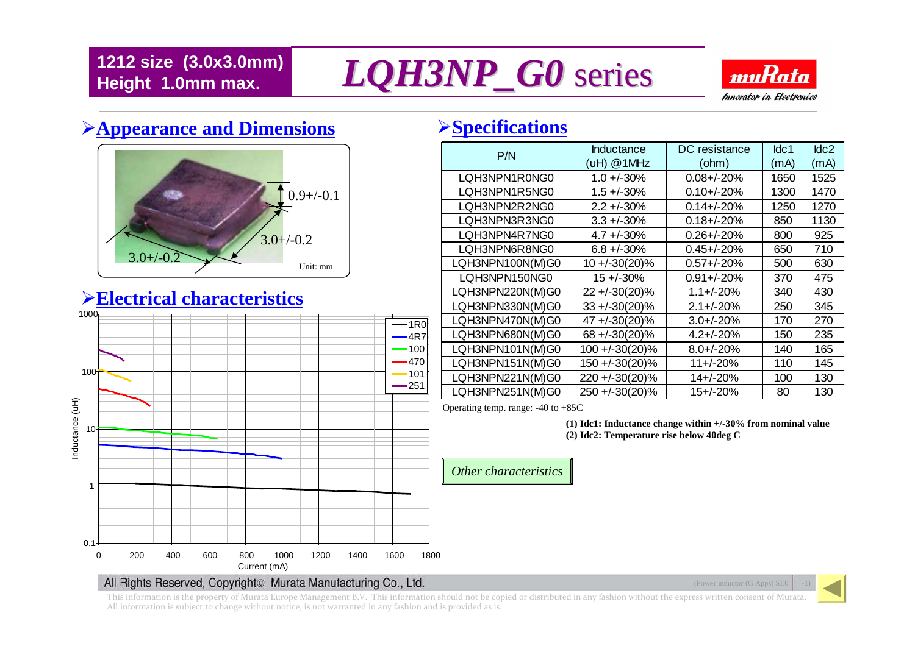1212 size (3.0x3.0mm)
Height 1.0mm max.

# LQH3NP_G0 series

muRata
Innovator in Electronics

## Appearance and Dimensions

0.9+/-0.1

3.0+/-0.2

3.0+/-0.2

Unit: mm

## Electrical characteristics

Inductance (uH) vs Current (mA) — curves: 1R0, 4R7, 100, 470, 101, 251

## Specifications

| P/N | Inductance (uH) @1MHz | DC resistance (ohm) | Idc1 (mA) | Idc2 (mA) |
|---|---|---|---|---|
| LQH3NPN1R0NG0 | 1.0 +/-30% | 0.08+/-20% | 1650 | 1525 |
| LQH3NPN1R5NG0 | 1.5 +/-30% | 0.10+/-20% | 1300 | 1470 |
| LQH3NPN2R2NG0 | 2.2 +/-30% | 0.14+/-20% | 1250 | 1270 |
| LQH3NPN3R3NG0 | 3.3 +/-30% | 0.18+/-20% | 850 | 1130 |
| LQH3NPN4R7NG0 | 4.7 +/-30% | 0.26+/-20% | 800 | 925 |
| LQH3NPN6R8NG0 | 6.8 +/-30% | 0.45+/-20% | 650 | 710 |
| LQH3NPN100N(M)G0 | 10 +/-30(20)% | 0.57+/-20% | 500 | 630 |
| LQH3NPN150NG0 | 15 +/-30% | 0.91+/-20% | 370 | 475 |
| LQH3NPN220N(M)G0 | 22 +/-30(20)% | 1.1+/-20% | 340 | 430 |
| LQH3NPN330N(M)G0 | 33 +/-30(20)% | 2.1+/-20% | 250 | 345 |
| LQH3NPN470N(M)G0 | 47 +/-30(20)% | 3.0+/-20% | 170 | 270 |
| LQH3NPN680N(M)G0 | 68 +/-30(20)% | 4.2+/-20% | 150 | 235 |
| LQH3NPN101N(M)G0 | 100 +/-30(20)% | 8.0+/-20% | 140 | 165 |
| LQH3NPN151N(M)G0 | 150 +/-30(20)% | 11+/-20% | 110 | 145 |
| LQH3NPN221N(M)G0 | 220 +/-30(20)% | 14+/-20% | 100 | 130 |
| LQH3NPN251N(M)G0 | 250 +/-30(20)% | 15+/-20% | 80 | 130 |

Operating temp. range: -40 to +85C

**(1) Idc1: Inductance change within +/-30% from nominal value**
**(2) Idc2: Temperature rise below 40deg C**

*Other characteristics*

All Rights Reserved, Copyright© Murata Manufacturing Co., Ltd.

This information is the property of Murata Europe Management B.V. This information should not be copied or distributed in any fashion without the express written consent of Murata. All information is subject to change without notice, is not warranted in any fashion and is provided as is.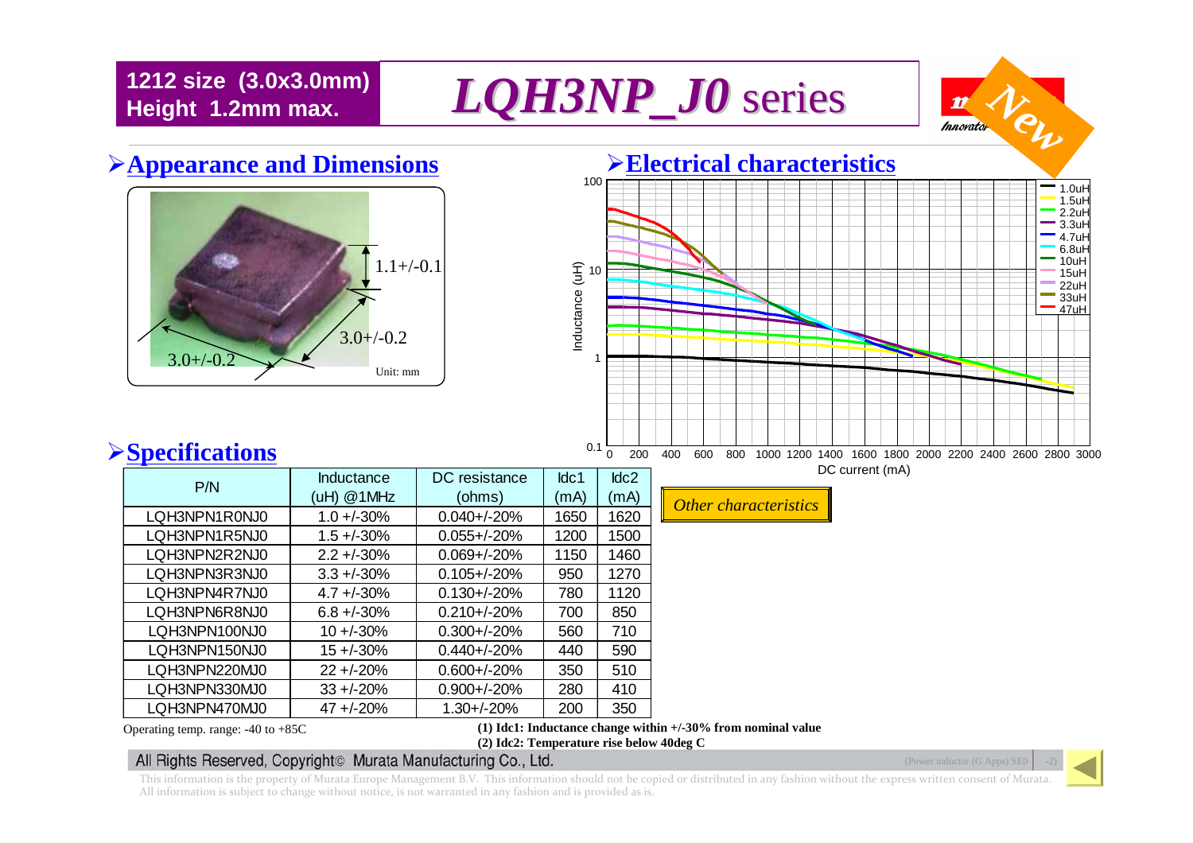**1212 size (3.0x3.0mm)**
**Height 1.2mm max.**

# *LQH3NP_J0* series

New

## Appearance and Dimensions

1.1+/-0.1

3.0+/-0.2

3.0+/-0.2

Unit: mm

## Electrical characteristics

Inductance (uH) vs. DC current (mA)

Legend: 1.0uH, 1.5uH, 2.2uH, 3.3uH, 4.7uH, 6.8uH, 10uH, 15uH, 22uH, 33uH, 47uH

## Specifications

| P/N | Inductance (uH) @1MHz | DC resistance (ohms) | Idc1 (mA) | Idc2 (mA) |
|---|---|---|---|---|
| LQH3NPN1R0NJ0 | 1.0 +/-30% | 0.040+/-20% | 1650 | 1620 |
| LQH3NPN1R5NJ0 | 1.5 +/-30% | 0.055+/-20% | 1200 | 1500 |
| LQH3NPN2R2NJ0 | 2.2 +/-30% | 0.069+/-20% | 1150 | 1460 |
| LQH3NPN3R3NJ0 | 3.3 +/-30% | 0.105+/-20% | 950 | 1270 |
| LQH3NPN4R7NJ0 | 4.7 +/-30% | 0.130+/-20% | 780 | 1120 |
| LQH3NPN6R8NJ0 | 6.8 +/-30% | 0.210+/-20% | 700 | 850 |
| LQH3NPN100NJ0 | 10 +/-30% | 0.300+/-20% | 560 | 710 |
| LQH3NPN150NJ0 | 15 +/-30% | 0.440+/-20% | 440 | 590 |
| LQH3NPN220MJ0 | 22 +/-20% | 0.600+/-20% | 350 | 510 |
| LQH3NPN330MJ0 | 33 +/-20% | 0.900+/-20% | 280 | 410 |
| LQH3NPN470MJ0 | 47 +/-20% | 1.30+/-20% | 200 | 350 |

*Other characteristics*

Operating temp. range: -40 to +85C

**(1) Idc1: Inductance change within +/-30% from nominal value**
**(2) Idc2: Temperature rise below 40deg C**

All Rights Reserved, Copyright© Murata Manufacturing Co., Ltd.

This information is the property of Murata Europe Management B.V. This information should not be copied or distributed in any fashion without the express written consent of Murata. All information is subject to change without notice, is not warranted in any fashion and is provided as is.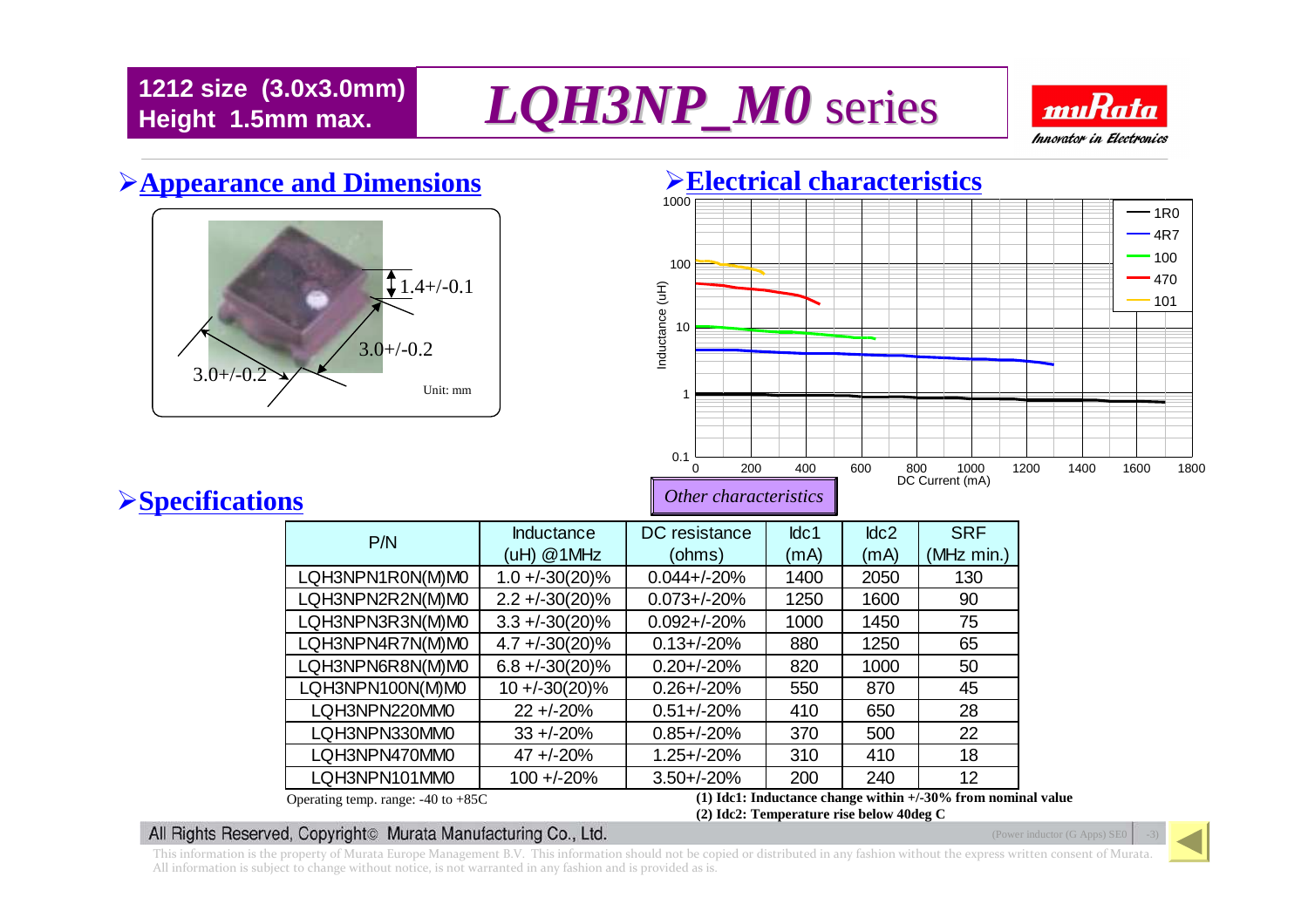# LQH3NP_M0 series

**1212 size (3.0x3.0mm)**
**Height 1.5mm max.**

## Appearance and Dimensions

1.4+/-0.1

3.0+/-0.2

3.0+/-0.2

Unit: mm

## Electrical characteristics

Inductance (uH) vs DC Current (mA)

Legend: 1R0, 4R7, 100, 470, 101

*Other characteristics*

## Specifications

| P/N | Inductance (uH) @1MHz | DC resistance (ohms) | Idc1 (mA) | Idc2 (mA) | SRF (MHz min.) |
|---|---|---|---|---|---|
| LQH3NPN1R0N(M)M0 | 1.0 +/-30(20)% | 0.044+/-20% | 1400 | 2050 | 130 |
| LQH3NPN2R2N(M)M0 | 2.2 +/-30(20)% | 0.073+/-20% | 1250 | 1600 | 90 |
| LQH3NPN3R3N(M)M0 | 3.3 +/-30(20)% | 0.092+/-20% | 1000 | 1450 | 75 |
| LQH3NPN4R7N(M)M0 | 4.7 +/-30(20)% | 0.13+/-20% | 880 | 1250 | 65 |
| LQH3NPN6R8N(M)M0 | 6.8 +/-30(20)% | 0.20+/-20% | 820 | 1000 | 50 |
| LQH3NPN100N(M)M0 | 10 +/-30(20)% | 0.26+/-20% | 550 | 870 | 45 |
| LQH3NPN220MM0 | 22 +/-20% | 0.51+/-20% | 410 | 650 | 28 |
| LQH3NPN330MM0 | 33 +/-20% | 0.85+/-20% | 370 | 500 | 22 |
| LQH3NPN470MM0 | 47 +/-20% | 1.25+/-20% | 310 | 410 | 18 |
| LQH3NPN101MM0 | 100 +/-20% | 3.50+/-20% | 200 | 240 | 12 |

Operating temp. range: -40 to +85C

**(1) Idc1: Inductance change within +/-30% from nominal value**
**(2) Idc2: Temperature rise below 40deg C**

All Rights Reserved, Copyright© Murata Manufacturing Co., Ltd.

This information is the property of Murata Europe Management B.V. This information should not be copied or distributed in any fashion without the express written consent of Murata. All information is subject to change without notice, is not warranted in any fashion and is provided as is.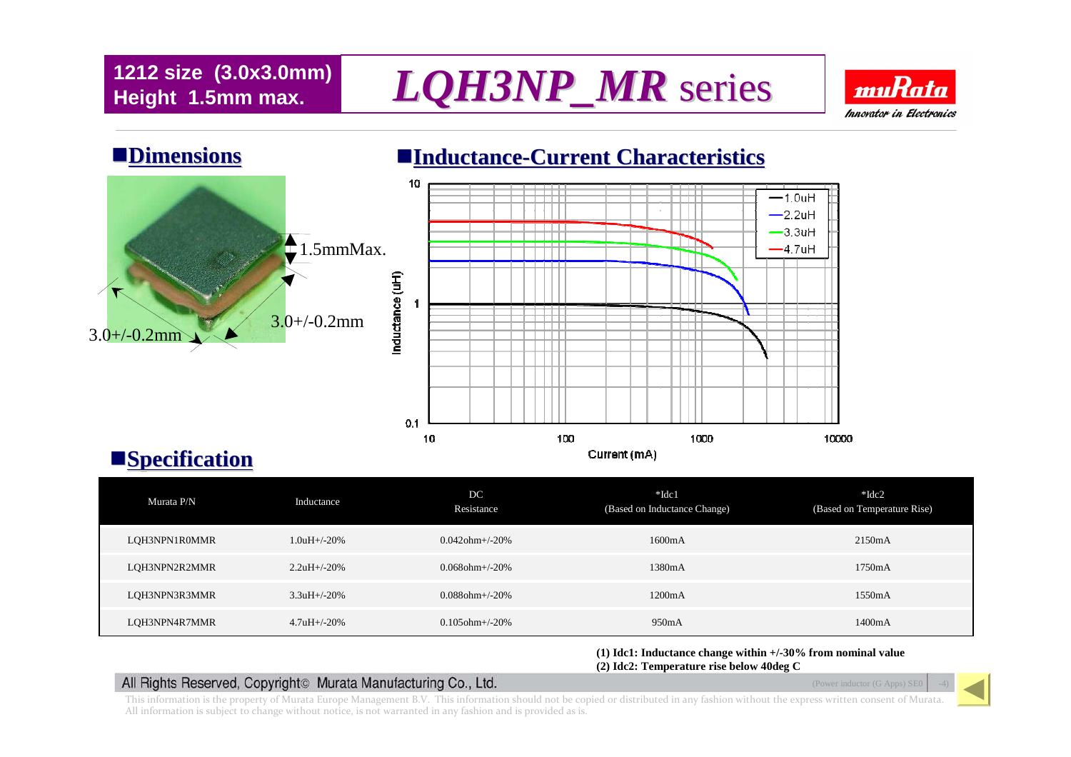**1212 size (3.0x3.0mm)**
**Height 1.5mm max.**

# *LQH3NP_MR* series

## Dimensions

1.5mmMax.

3.0+/-0.2mm

3.0+/-0.2mm

## Inductance-Current Characteristics

Inductance (uH) vs. Current (mA)

Legend: 1.0uH, 2.2uH, 3.3uH, 4.7uH

## Specification

| Murata P/N | Inductance | DC Resistance | *Idc1 (Based on Inductance Change) | *Idc2 (Based on Temperature Rise) |
|---|---|---|---|---|
| LQH3NPN1R0MMR | 1.0uH+/-20% | 0.042ohm+/-20% | 1600mA | 2150mA |
| LQH3NPN2R2MMR | 2.2uH+/-20% | 0.068ohm+/-20% | 1380mA | 1750mA |
| LQH3NPN3R3MMR | 3.3uH+/-20% | 0.088ohm+/-20% | 1200mA | 1550mA |
| LQH3NPN4R7MMR | 4.7uH+/-20% | 0.105ohm+/-20% | 950mA | 1400mA |

**(1) Idc1: Inductance change within +/-30% from nominal value**
**(2) Idc2: Temperature rise below 40deg C**

All Rights Reserved, Copyright© Murata Manufacturing Co., Ltd.

This information is the property of Murata Europe Management B.V. This information should not be copied or distributed in any fashion without the express written consent of Murata. All information is subject to change without notice, is not warranted in any fashion and is provided as is.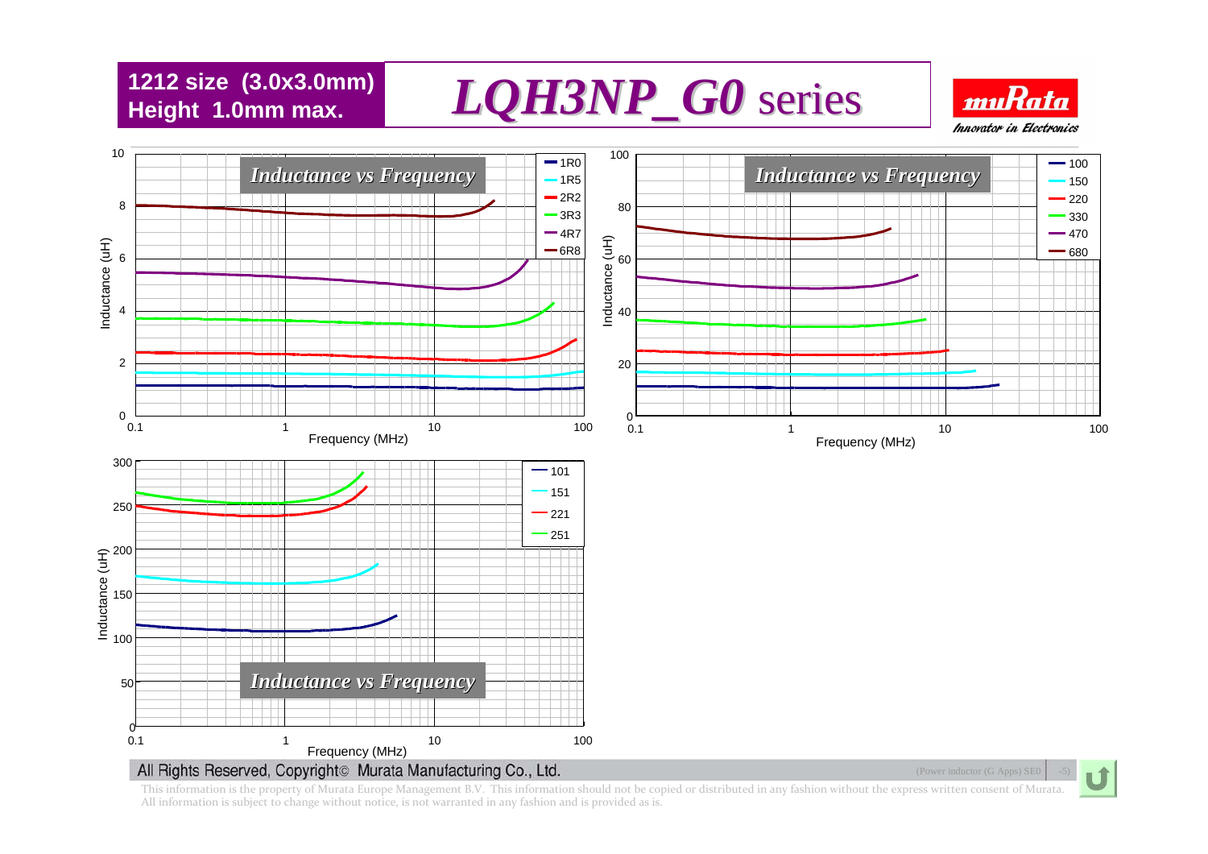**1212 size (3.0x3.0mm)**
**Height 1.0mm max.**

# *LQH3NP_G0* series

*Inductance vs Frequency*

Inductance (uH) vs Frequency (MHz); legend: 1R0, 1R5, 2R2, 3R3, 4R7, 6R8

*Inductance vs Frequency*

Inductance (uH) vs Frequency (MHz); legend: 100, 150, 220, 330, 470, 680

*Inductance vs Frequency*

Inductance (uH) vs Frequency (MHz); legend: 101, 151, 221, 251

All Rights Reserved, Copyright© Murata Manufacturing Co., Ltd.

This information is the property of Murata Europe Management B.V. This information should not be copied or distributed in any fashion without the express written consent of Murata. All information is subject to change without notice, is not warranted in any fashion and is provided as is.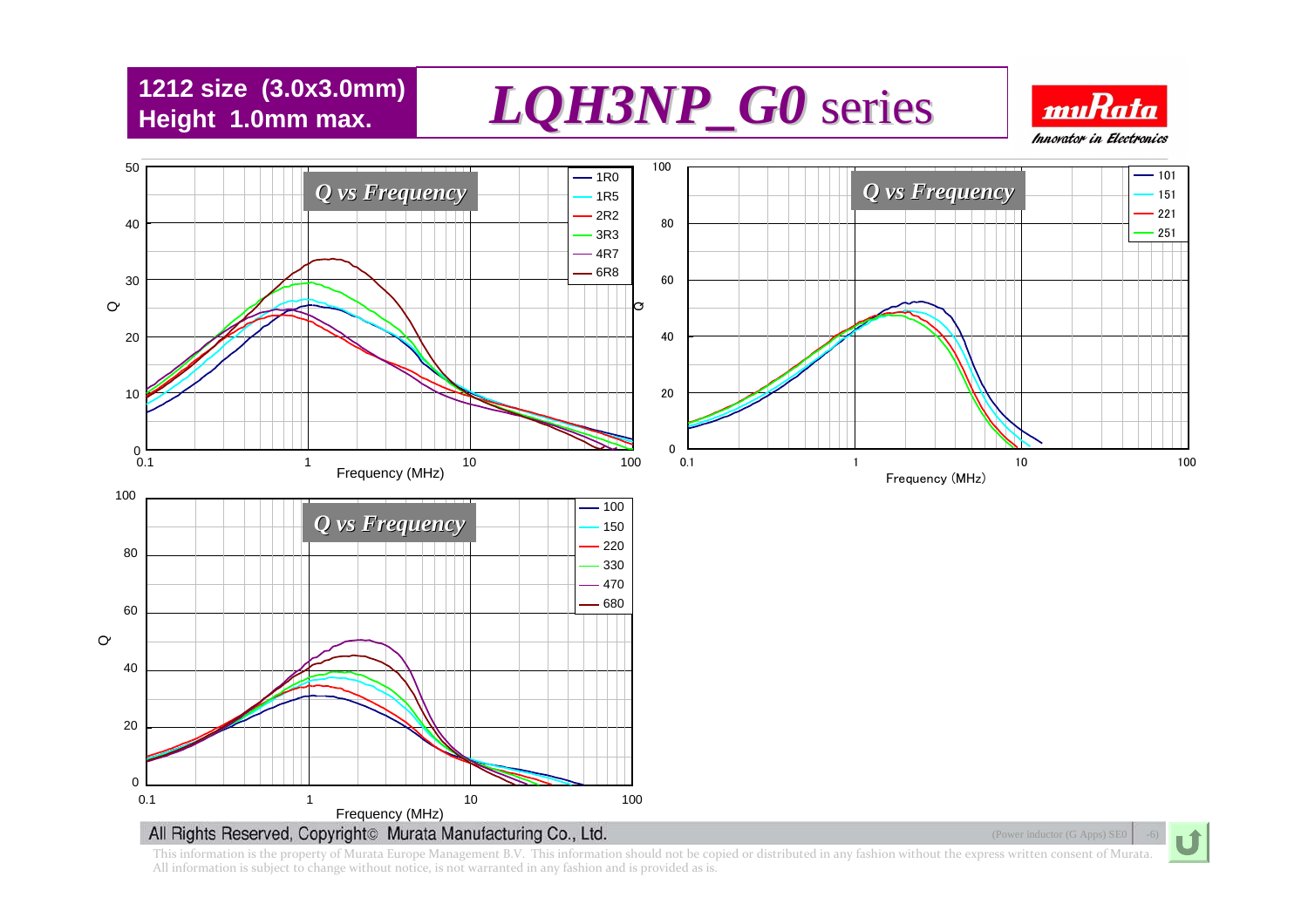**1212 size (3.0x3.0mm)**
**Height 1.0mm max.**

# *LQH3NP_G0* series

muRata
*Innovator in Electronics*

## Q vs Frequency

Q

Frequency (MHz)

Legend: 1R0, 1R5, 2R2, 3R3, 4R7, 6R8

## Q vs Frequency

Q

Frequency (MHz)

Legend: 101, 151, 221, 251

## Q vs Frequency

Q

Frequency (MHz)

Legend: 100, 150, 220, 330, 470, 680

All Rights Reserved, Copyright© Murata Manufacturing Co., Ltd.

(Power inductor (G Apps) SE0 -6)

This information is the property of Murata Europe Management B.V. This information should not be copied or distributed in any fashion without the express written consent of Murata. All information is subject to change without notice, is not warranted in any fashion and is provided as is.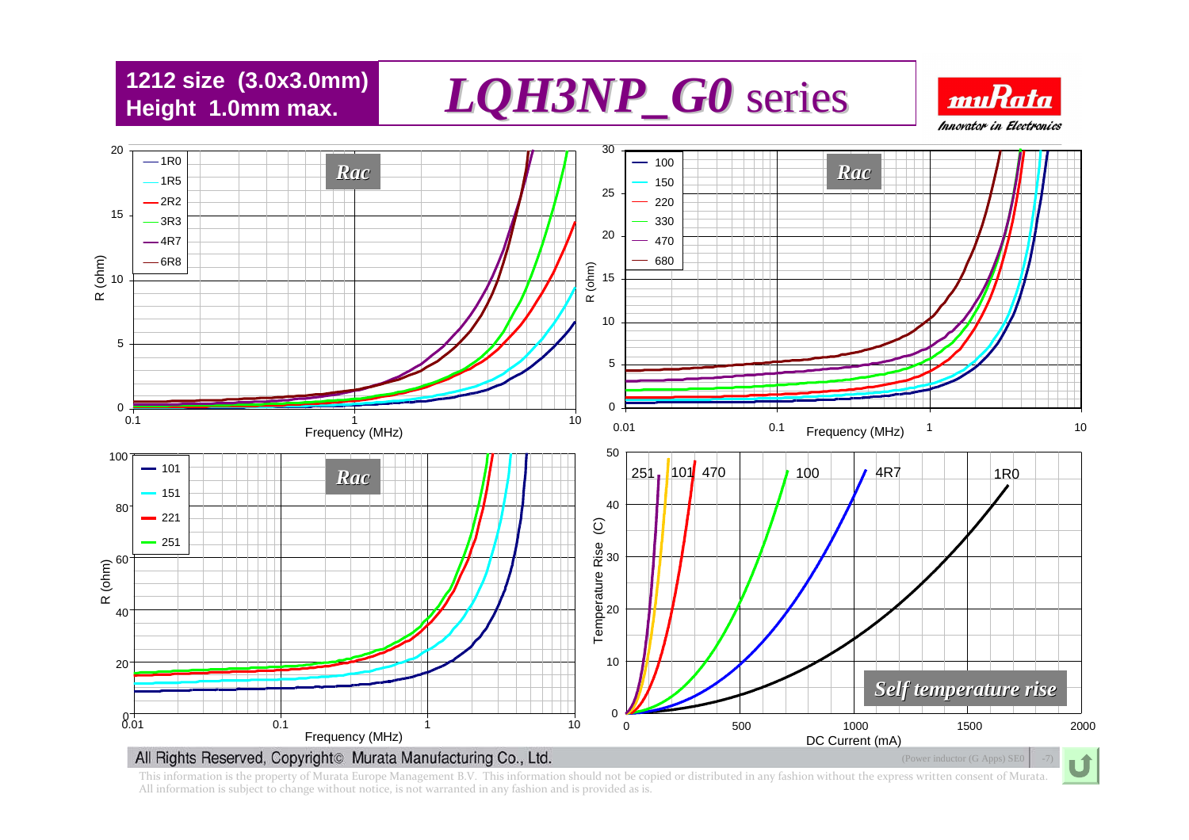**1212 size (3.0x3.0mm)**
**Height 1.0mm max.**

# *LQH3NP_G0* series

muRata
*Innovator in Electronics*

**Rac**

R (ohm) vs Frequency (MHz): 1R0, 1R5, 2R2, 3R3, 4R7, 6R8

**Rac**

R (ohm) vs Frequency (MHz): 100, 150, 220, 330, 470, 680

**Rac**

R (ohm) vs Frequency (MHz): 101, 151, 221, 251

**Self temperature rise**

Temperature Rise (C) vs DC Current (mA): 251, 101, 470, 100, 4R7, 1R0

All Rights Reserved, Copyright© Murata Manufacturing Co., Ltd.

This information is the property of Murata Europe Management B.V. This information should not be copied or distributed in any fashion without the express written consent of Murata. All information is subject to change without notice, is not warranted in any fashion and is provided as is.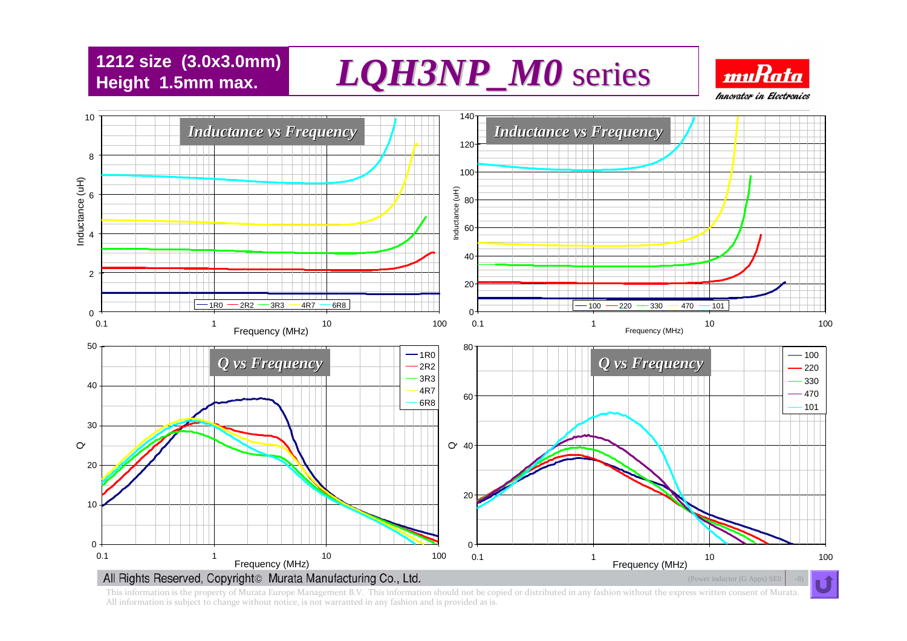**1212 size (3.0x3.0mm)**
**Height 1.5mm max.**

# *LQH3NP_M0* series

## Inductance vs Frequency

Inductance (uH) vs Frequency (MHz): 1R0, 2R2, 3R3, 4R7, 6R8

## Inductance vs Frequency

Inductance (uH) vs Frequency (MHz): 100, 220, 330, 470, 101

## Q vs Frequency

Q vs Frequency (MHz): 1R0, 2R2, 3R3, 4R7, 6R8

## Q vs Frequency

Q vs Frequency (MHz): 100, 220, 330, 470, 101

All Rights Reserved, Copyright© Murata Manufacturing Co., Ltd.

(Power inductor (G Apps) SE0

This information is the property of Murata Europe Management B.V. This information should not be copied or distributed in any fashion without the express written consent of Murata. All information is subject to change without notice, is not warranted in any fashion and is provided as is.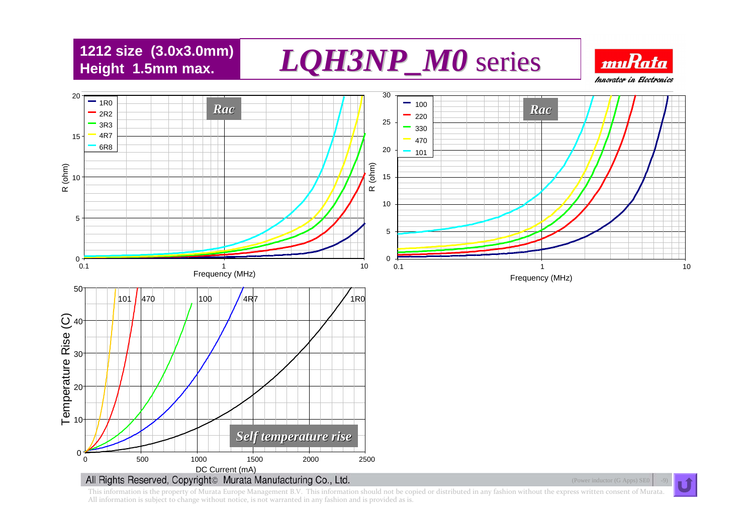**1212 size (3.0x3.0mm)**
**Height 1.5mm max.**

# *LQH3NP_M0* series

muRata — Innovator in Electronics

*Rac*

R (ohm) vs Frequency (MHz): 1R0, 2R2, 3R3, 4R7, 6R8

*Rac*

R (ohm) vs Frequency (MHz): 100, 220, 330, 470, 101

*Self temperature rise*

Temperature Rise (C) vs DC Current (mA): 101, 470, 100, 4R7, 1R0

All Rights Reserved, Copyright© Murata Manufacturing Co., Ltd.

(Power inductor (G Apps) SE0

This information is the property of Murata Europe Management B.V. This information should not be copied or distributed in any fashion without the express written consent of Murata. All information is subject to change without notice, is not warranted in any fashion and is provided as is.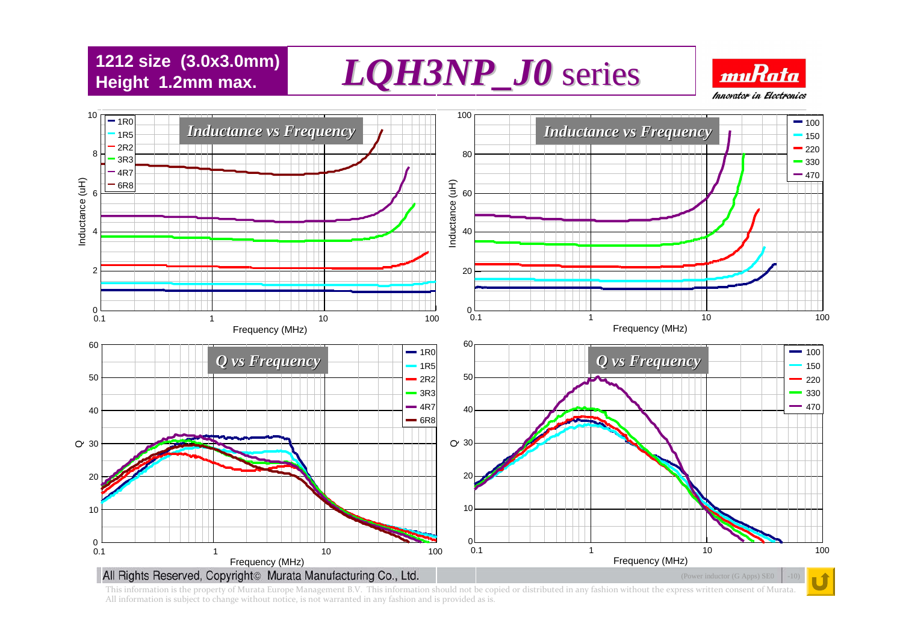**1212 size (3.0x3.0mm)**
**Height 1.2mm max.**

# *LQH3NP_J0* series

## *Inductance vs Frequency*

Inductance (uH) vs Frequency (MHz) — 1R0, 1R5, 2R2, 3R3, 4R7, 6R8

## *Inductance vs Frequency*

Inductance (uH) vs Frequency (MHz) — 100, 150, 220, 330, 470

## *Q vs Frequency*

Q vs Frequency (MHz) — 1R0, 1R5, 2R2, 3R3, 4R7, 6R8

## *Q vs Frequency*

Q vs Frequency (MHz) — 100, 150, 220, 330, 470

All Rights Reserved, Copyright© Murata Manufacturing Co., Ltd.

This information is the property of Murata Europe Management B.V. This information should not be copied or distributed in any fashion without the express written consent of Murata. All information is subject to change without notice, is not warranted in any fashion and is provided as is.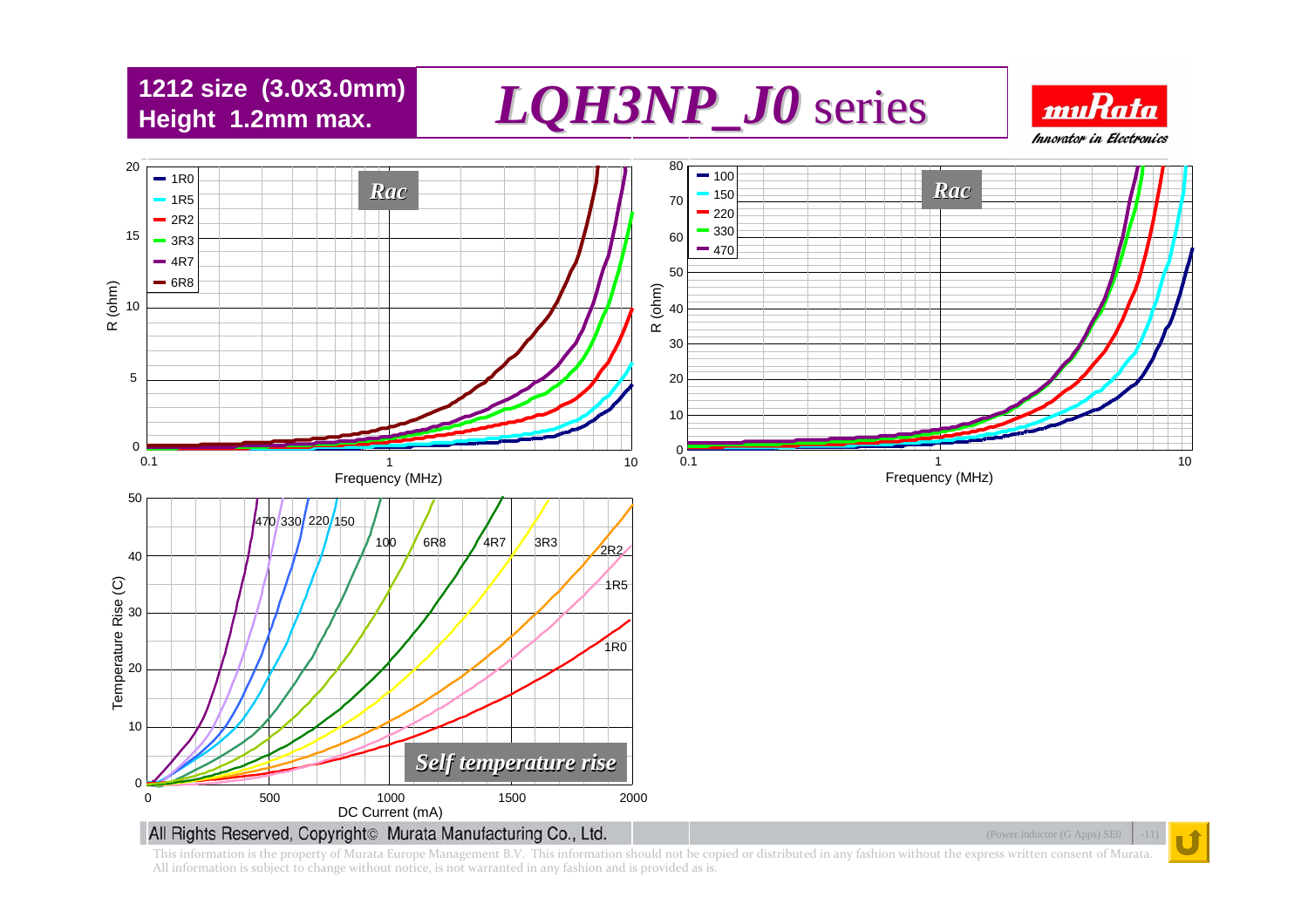**1212 size (3.0x3.0mm)**
**Height 1.2mm max.**

# *LQH3NP_J0* series

muRata
Innovator in Electronics

*Rac*

R (ohm)
20
15
10
5
0
0.1
1
10
Frequency (MHz)

1R0
1R5
2R2
3R3
4R7
6R8

*Rac*

R (ohm)
80
70
60
50
40
30
20
10
0
0.1
1
10
Frequency (MHz)

100
150
220
330
470

*Self temperature rise*

Temperature Rise (C)
50
40
30
20
10
0
0
500
1000
1500
2000
DC Current (mA)

470
330
220
150
100
6R8
4R7
3R3
2R2
1R5
1R0

All Rights Reserved, Copyright© Murata Manufacturing Co., Ltd.

(Power inductor (G Apps) SE0

This information is the property of Murata Europe Management B.V. This information should not be copied or distributed in any fashion without the express written consent of Murata. All information is subject to change without notice, is not warranted in any fashion and is provided as is.